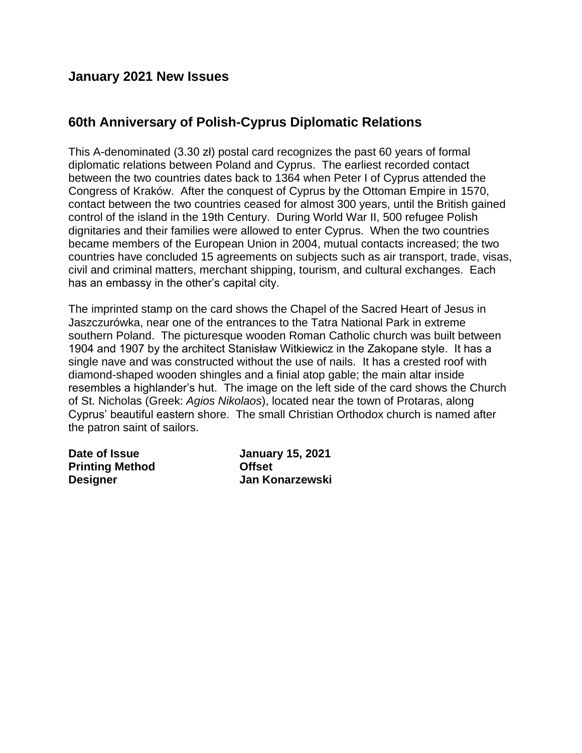## January 2021 New Issues

## 60th Anniversary of Polish-Cyprus Diplomatic Relations

This A-denominated (3.30 zł) postal card recognizes the past 60 years of formal diplomatic relations between Poland and Cyprus. The earliest recorded contact between the two countries dates back to 1364 when Peter I of Cyprus attended the Congress of Kraków. After the conquest of Cyprus by the Ottoman Empire in 1570, contact between the two countries ceased for almost 300 years, until the British gained control of the island in the 19th Century. During World War II, 500 refugee Polish dignitaries and their families were allowed to enter Cyprus. When the two countries became members of the European Union in 2004, mutual contacts increased; the two countries have concluded 15 agreements on subjects such as air transport, trade, visas, civil and criminal matters, merchant shipping, tourism, and cultural exchanges. Each has an embassy in the other's capital city.

The imprinted stamp on the card shows the Chapel of the Sacred Heart of Jesus in Jaszczurówka, near one of the entrances to the Tatra National Park in extreme southern Poland. The picturesque wooden Roman Catholic church was built between 1904 and 1907 by the architect Stanisław Witkiewicz in the Zakopane style. It has a single nave and was constructed without the use of nails. It has a crested roof with diamond-shaped wooden shingles and a finial atop gable; the main altar inside resembles a highlander's hut. The image on the left side of the card shows the Church of St. Nicholas (Greek: *Agios Nikolaos*), located near the town of Protaras, along Cyprus' beautiful eastern shore. The small Christian Orthodox church is named after the patron saint of sailors.

| | |
|---|---|
| **Date of Issue** | **January 15, 2021** |
| **Printing Method** | **Offset** |
| **Designer** | **Jan Konarzewski** |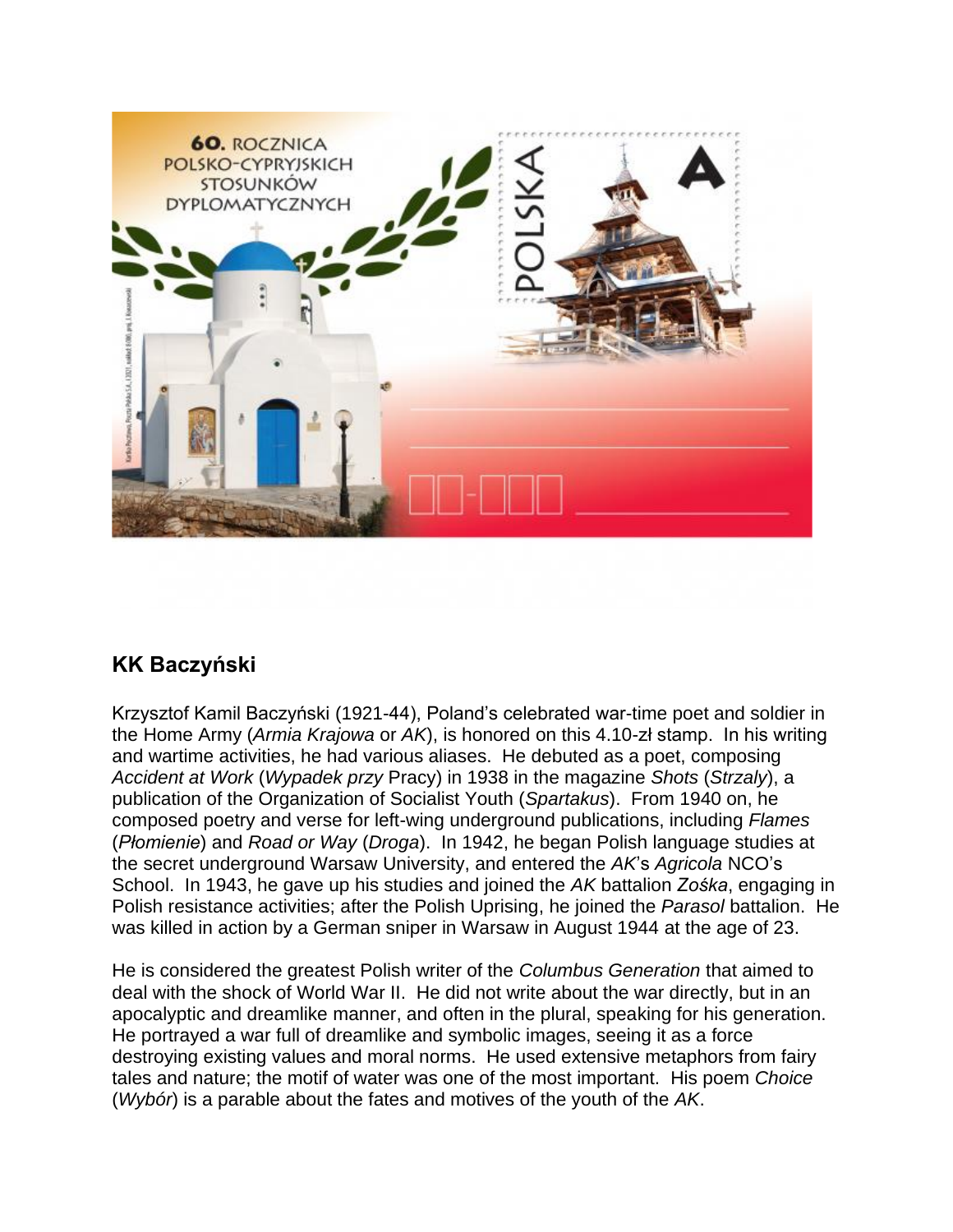## KK Baczyński

Krzysztof Kamil Baczyński (1921-44), Poland's celebrated war-time poet and soldier in the Home Army (*Armia Krajowa* or *AK*), is honored on this 4.10-zł stamp. In his writing and wartime activities, he had various aliases. He debuted as a poet, composing *Accident at Work* (*Wypadek przy* Pracy) in 1938 in the magazine *Shots* (*Strzaly*), a publication of the Organization of Socialist Youth (*Spartakus*). From 1940 on, he composed poetry and verse for left-wing underground publications, including *Flames* (*Płomienie*) and *Road or Way* (*Droga*). In 1942, he began Polish language studies at the secret underground Warsaw University, and entered the *AK*'s *Agricola* NCO's School. In 1943, he gave up his studies and joined the *AK* battalion *Zośka*, engaging in Polish resistance activities; after the Polish Uprising, he joined the *Parasol* battalion. He was killed in action by a German sniper in Warsaw in August 1944 at the age of 23.

He is considered the greatest Polish writer of the *Columbus Generation* that aimed to deal with the shock of World War II. He did not write about the war directly, but in an apocalyptic and dreamlike manner, and often in the plural, speaking for his generation. He portrayed a war full of dreamlike and symbolic images, seeing it as a force destroying existing values and moral norms. He used extensive metaphors from fairy tales and nature; the motif of water was one of the most important. His poem *Choice* (*Wybór*) is a parable about the fates and motives of the youth of the *AK*.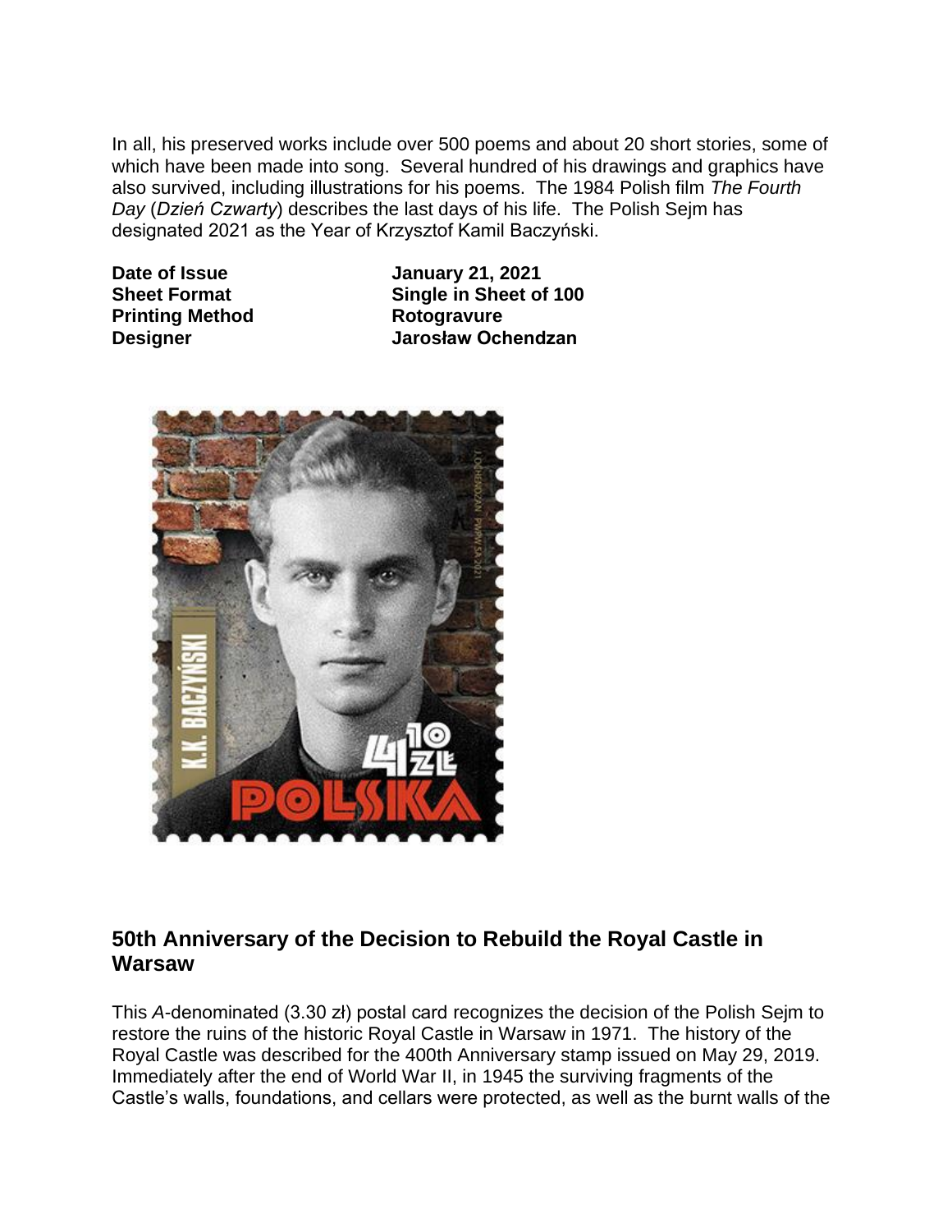In all, his preserved works include over 500 poems and about 20 short stories, some of which have been made into song. Several hundred of his drawings and graphics have also survived, including illustrations for his poems. The 1984 Polish film *The Fourth Day* (*Dzień Czwarty*) describes the last days of his life. The Polish Sejm has designated 2021 as the Year of Krzysztof Kamil Baczyński.

| | |
|---|---|
| **Date of Issue** | **January 21, 2021** |
| **Sheet Format** | **Single in Sheet of 100** |
| **Printing Method** | **Rotogravure** |
| **Designer** | **Jarosław Ochendzan** |

## 50th Anniversary of the Decision to Rebuild the Royal Castle in Warsaw

This *A*-denominated (3.30 zł) postal card recognizes the decision of the Polish Sejm to restore the ruins of the historic Royal Castle in Warsaw in 1971. The history of the Royal Castle was described for the 400th Anniversary stamp issued on May 29, 2019. Immediately after the end of World War II, in 1945 the surviving fragments of the Castle's walls, foundations, and cellars were protected, as well as the burnt walls of the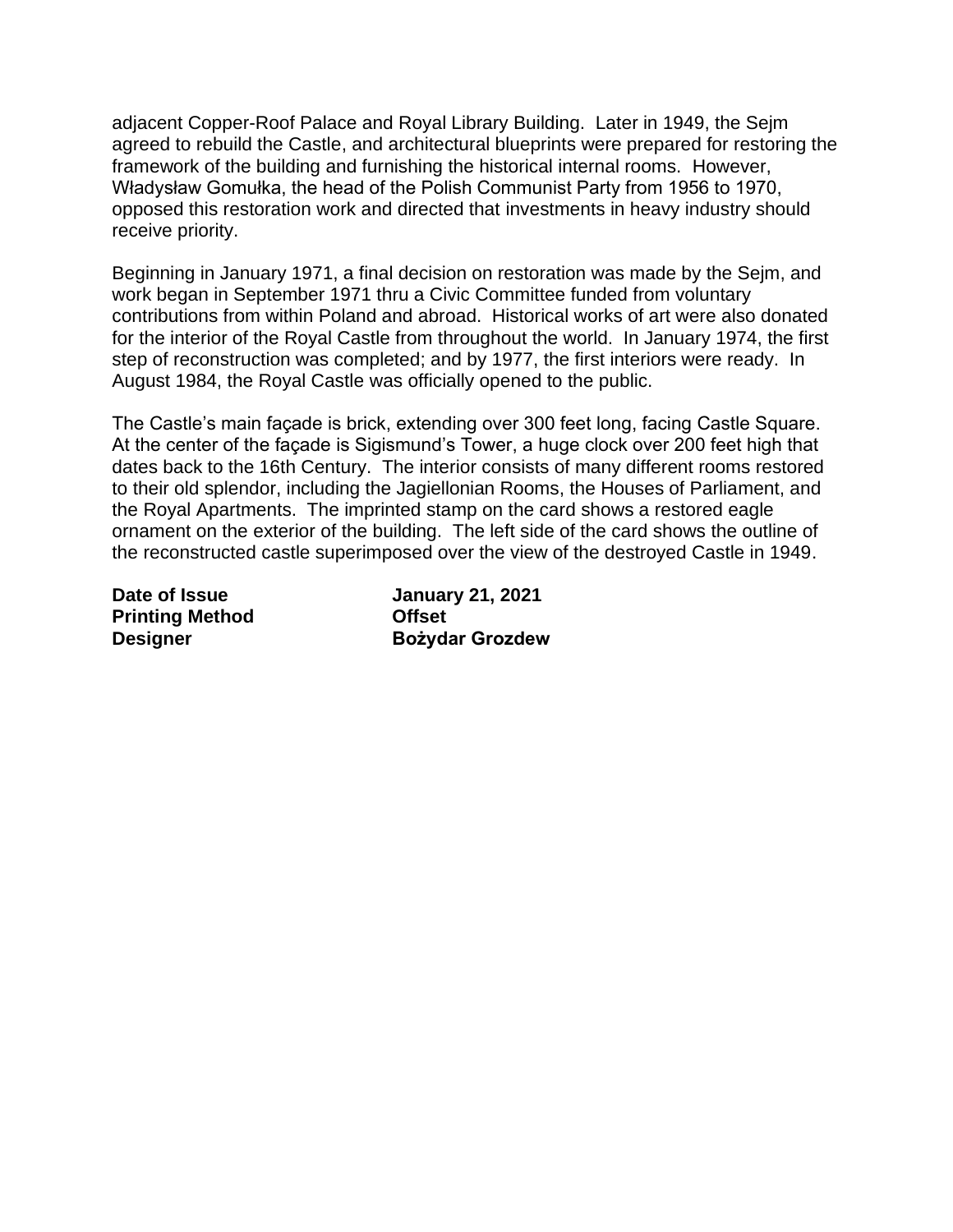adjacent Copper-Roof Palace and Royal Library Building. Later in 1949, the Sejm agreed to rebuild the Castle, and architectural blueprints were prepared for restoring the framework of the building and furnishing the historical internal rooms. However, Władysław Gomułka, the head of the Polish Communist Party from 1956 to 1970, opposed this restoration work and directed that investments in heavy industry should receive priority.

Beginning in January 1971, a final decision on restoration was made by the Sejm, and work began in September 1971 thru a Civic Committee funded from voluntary contributions from within Poland and abroad. Historical works of art were also donated for the interior of the Royal Castle from throughout the world. In January 1974, the first step of reconstruction was completed; and by 1977, the first interiors were ready. In August 1984, the Royal Castle was officially opened to the public.

The Castle's main façade is brick, extending over 300 feet long, facing Castle Square. At the center of the façade is Sigismund's Tower, a huge clock over 200 feet high that dates back to the 16th Century. The interior consists of many different rooms restored to their old splendor, including the Jagiellonian Rooms, the Houses of Parliament, and the Royal Apartments. The imprinted stamp on the card shows a restored eagle ornament on the exterior of the building. The left side of the card shows the outline of the reconstructed castle superimposed over the view of the destroyed Castle in 1949.

| | |
|---|---|
| **Date of Issue** | **January 21, 2021** |
| **Printing Method** | **Offset** |
| **Designer** | **Bożydar Grozdew** |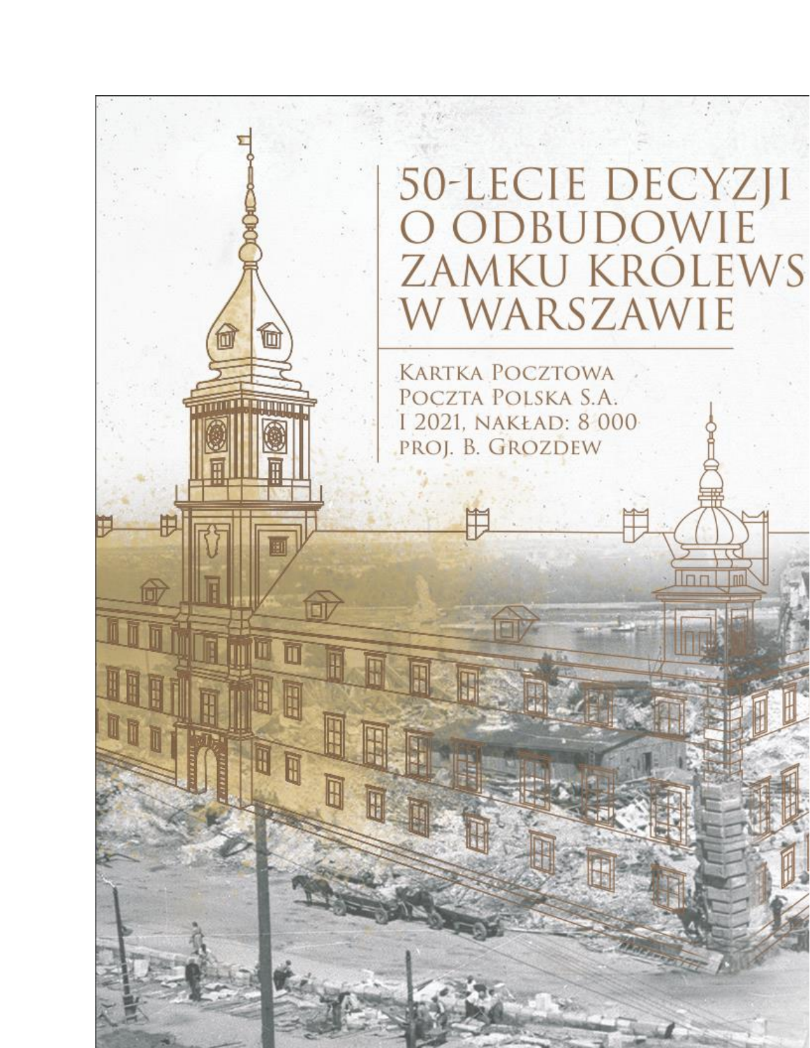# 50-LECIE DECYZJI O ODBUDOWIE ZAMKU KRÓLEWS W WARSZAWIE

KARTKA POCZTOWA
POCZTA POLSKA S.A.
I 2021, NAKŁAD: 8 000
PROJ. B. GROZDEW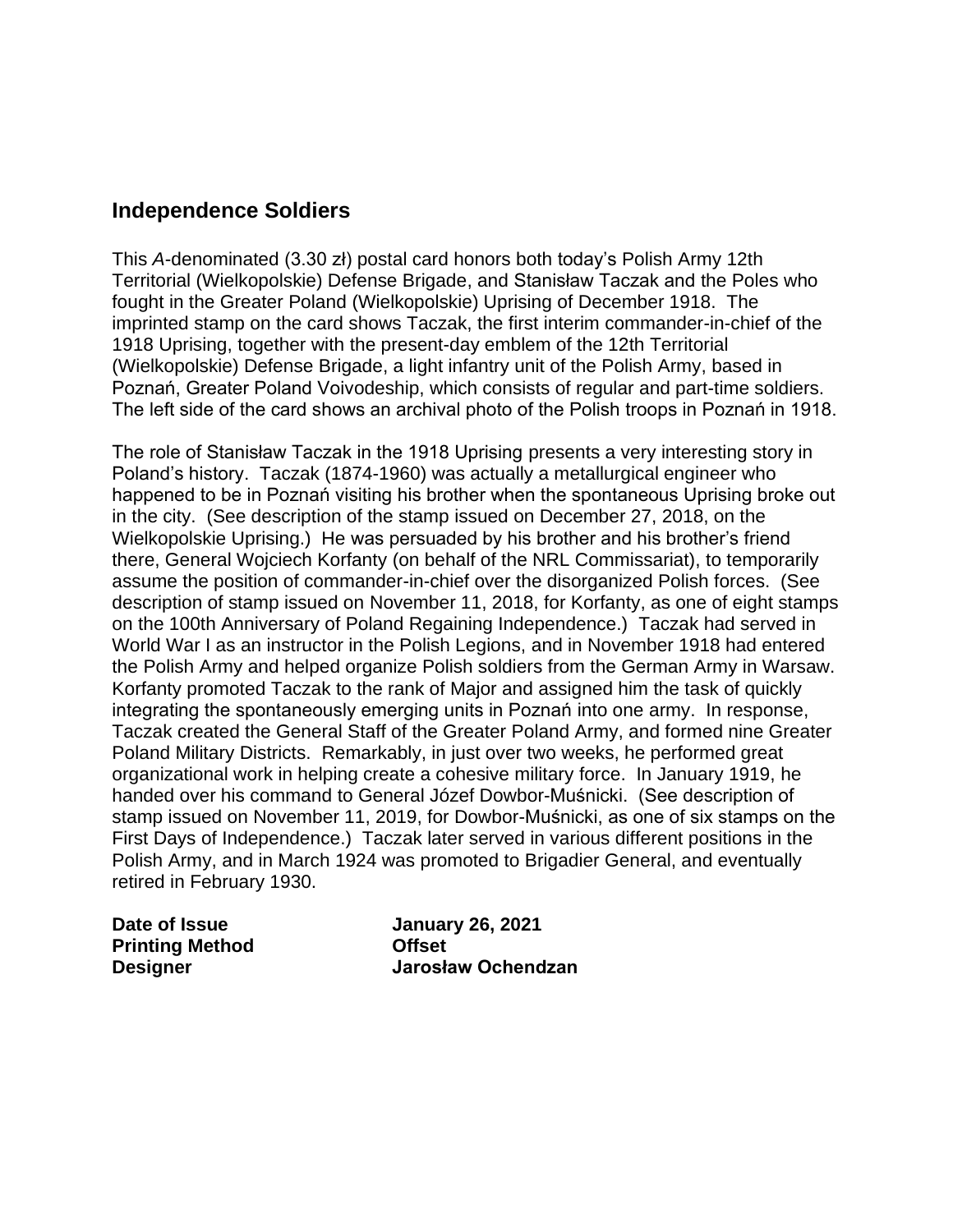## Independence Soldiers

This *A*-denominated (3.30 zł) postal card honors both today's Polish Army 12th Territorial (Wielkopolskie) Defense Brigade, and Stanisław Taczak and the Poles who fought in the Greater Poland (Wielkopolskie) Uprising of December 1918. The imprinted stamp on the card shows Taczak, the first interim commander-in-chief of the 1918 Uprising, together with the present-day emblem of the 12th Territorial (Wielkopolskie) Defense Brigade, a light infantry unit of the Polish Army, based in Poznań, Greater Poland Voivodeship, which consists of regular and part-time soldiers. The left side of the card shows an archival photo of the Polish troops in Poznań in 1918.

The role of Stanisław Taczak in the 1918 Uprising presents a very interesting story in Poland's history. Taczak (1874-1960) was actually a metallurgical engineer who happened to be in Poznań visiting his brother when the spontaneous Uprising broke out in the city. (See description of the stamp issued on December 27, 2018, on the Wielkopolskie Uprising.) He was persuaded by his brother and his brother's friend there, General Wojciech Korfanty (on behalf of the NRL Commissariat), to temporarily assume the position of commander-in-chief over the disorganized Polish forces. (See description of stamp issued on November 11, 2018, for Korfanty, as one of eight stamps on the 100th Anniversary of Poland Regaining Independence.) Taczak had served in World War I as an instructor in the Polish Legions, and in November 1918 had entered the Polish Army and helped organize Polish soldiers from the German Army in Warsaw. Korfanty promoted Taczak to the rank of Major and assigned him the task of quickly integrating the spontaneously emerging units in Poznań into one army. In response, Taczak created the General Staff of the Greater Poland Army, and formed nine Greater Poland Military Districts. Remarkably, in just over two weeks, he performed great organizational work in helping create a cohesive military force. In January 1919, he handed over his command to General Józef Dowbor-Muśnicki. (See description of stamp issued on November 11, 2019, for Dowbor-Muśnicki, as one of six stamps on the First Days of Independence.) Taczak later served in various different positions in the Polish Army, and in March 1924 was promoted to Brigadier General, and eventually retired in February 1930.

**Date of Issue** **January 26, 2021**
**Printing Method** **Offset**
**Designer** **Jarosław Ochendzan**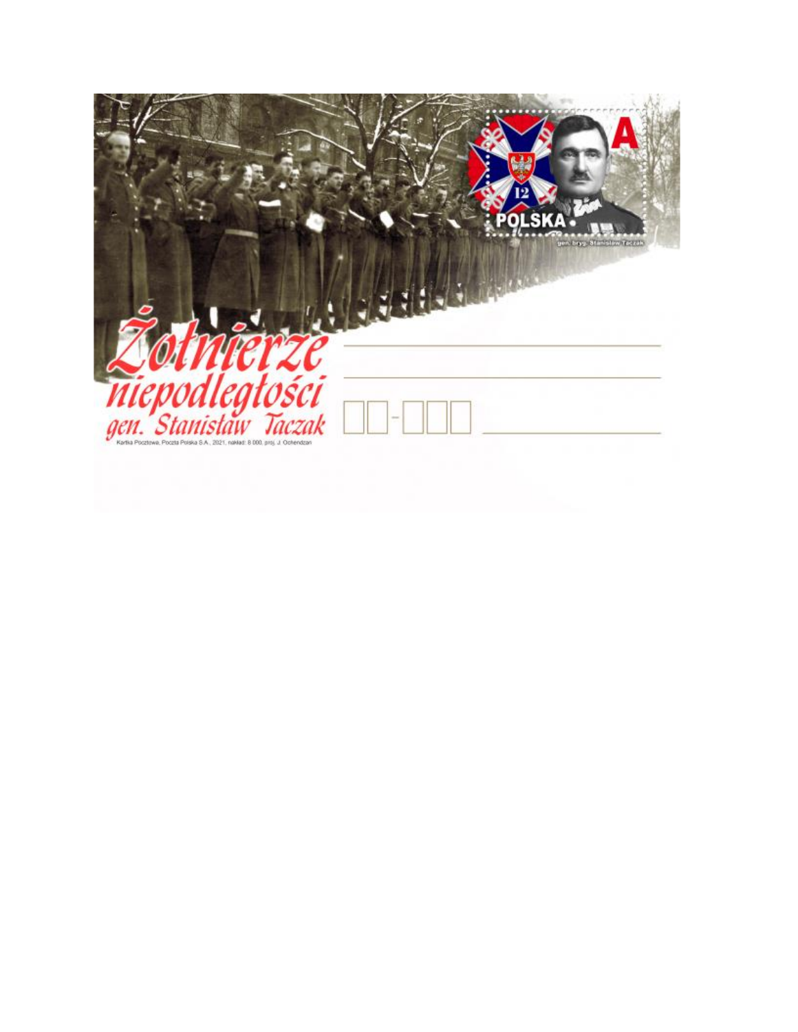Żołnierze niepodległości
gen. Stanisław Taczak

gen. bryg. Stanisław Taczak

POLSKA

A

Kartka Pocztowa, Poczta Polska S.A., 2021, nakład: 8 000, proj. J. Ochendzan